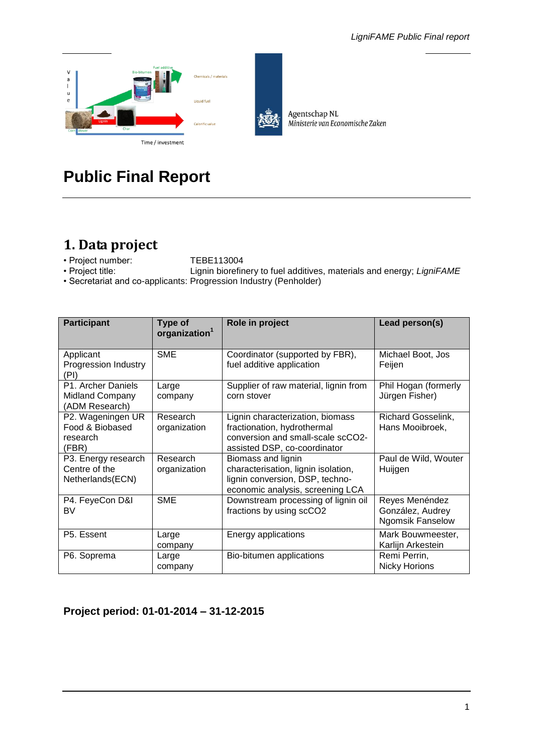# Public Final Report

## 1. Data project

- Project number: TEBE113004
- Project title: Lignin biorefinery to fuel additives, materials and energy; *LigniFAME*
- Secretariat and co-applicants: Progression Industry (Penholder)

| Participant | Type of organization[1] | Role in project | Lead person(s) |
|---|---|---|---|
| Applicant Progression Industry (PI) | SME | Coordinator (supported by FBR), fuel additive application | Michael Boot, Jos Feijen |
| P1. Archer Daniels Midland Company (ADM Research) | Large company | Supplier of raw material, lignin from corn stover | Phil Hogan (formerly Jürgen Fisher) |
| P2. Wageningen UR Food & Biobased research (FBR) | Research organization | Lignin characterization, biomass fractionation, hydrothermal conversion and small-scale scCO2-assisted DSP, co-coordinator | Richard Gosselink, Hans Mooibroek, |
| P3. Energy research Centre of the Netherlands(ECN) | Research organization | Biomass and lignin characterisation, lignin isolation, lignin conversion, DSP, techno-economic analysis, screening LCA | Paul de Wild, Wouter Huijgen |
| P4. FeyeCon D&I BV | SME | Downstream processing of lignin oil fractions by using scCO2 | Reyes Menéndez González, Audrey Ngomsik Fanselow |
| P5. Essent | Large company | Energy applications | Mark Bouwmeester, Karlijn Arkestein |
| P6. Soprema | Large company | Bio-bitumen applications | Remi Perrin, Nicky Horions |

**Project period: 01-01-2014 – 31-12-2015**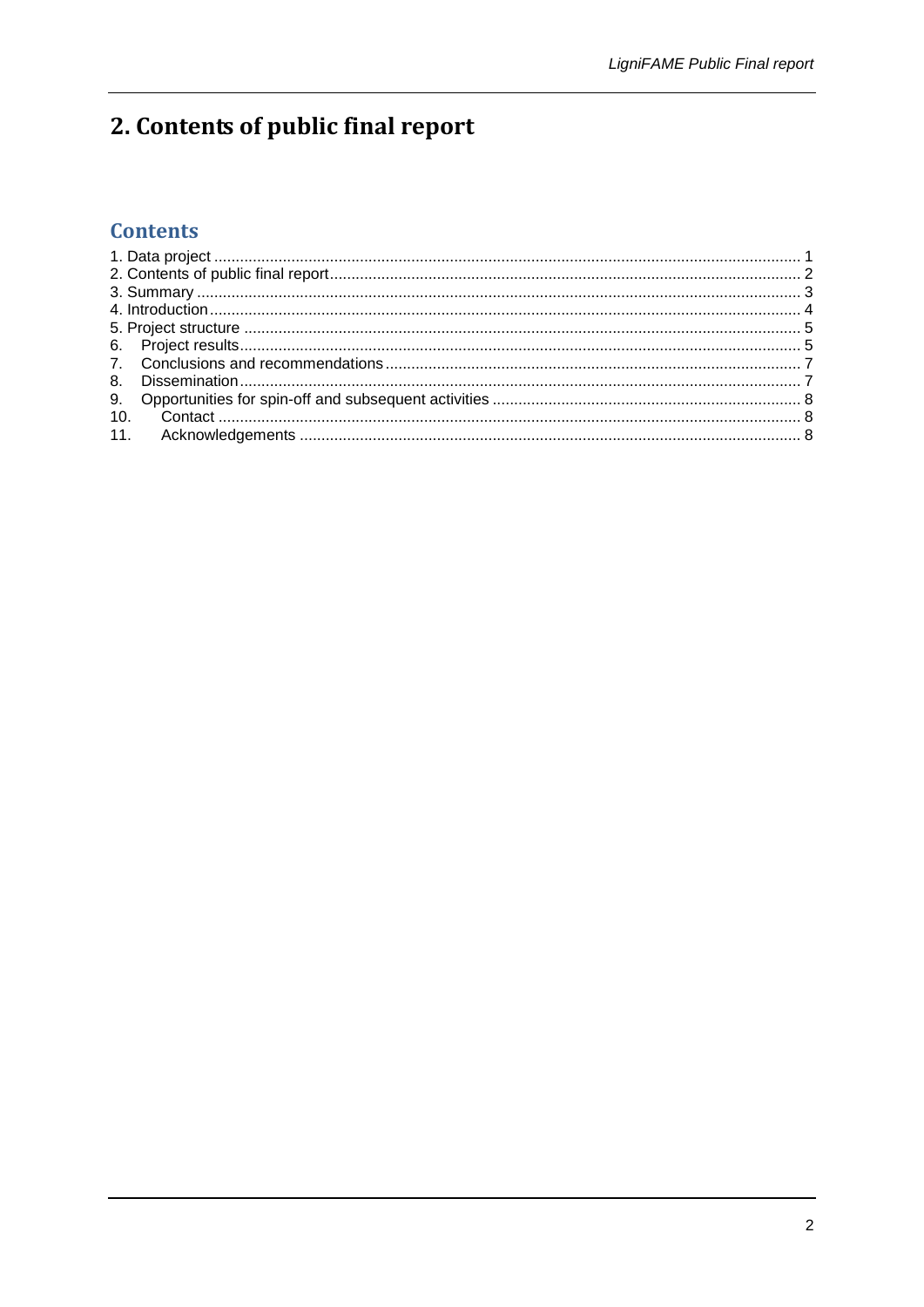# 2. Contents of public final report

## Contents

1. Data project ........................................................................................................................ 1
2. Contents of public final report............................................................................................. 2
3. Summary ........................................................................................................................... 3
4. Introduction......................................................................................................................... 4
5. Project structure ................................................................................................................. 5
6. Project results...................................................................................................................... 5
7. Conclusions and recommendations..................................................................................... 7
8. Dissemination...................................................................................................................... 7
9. Opportunities for spin-off and subsequent activities ......................................................... 8
10. Contact ........................................................................................................................... 8
11. Acknowledgements ........................................................................................................ 8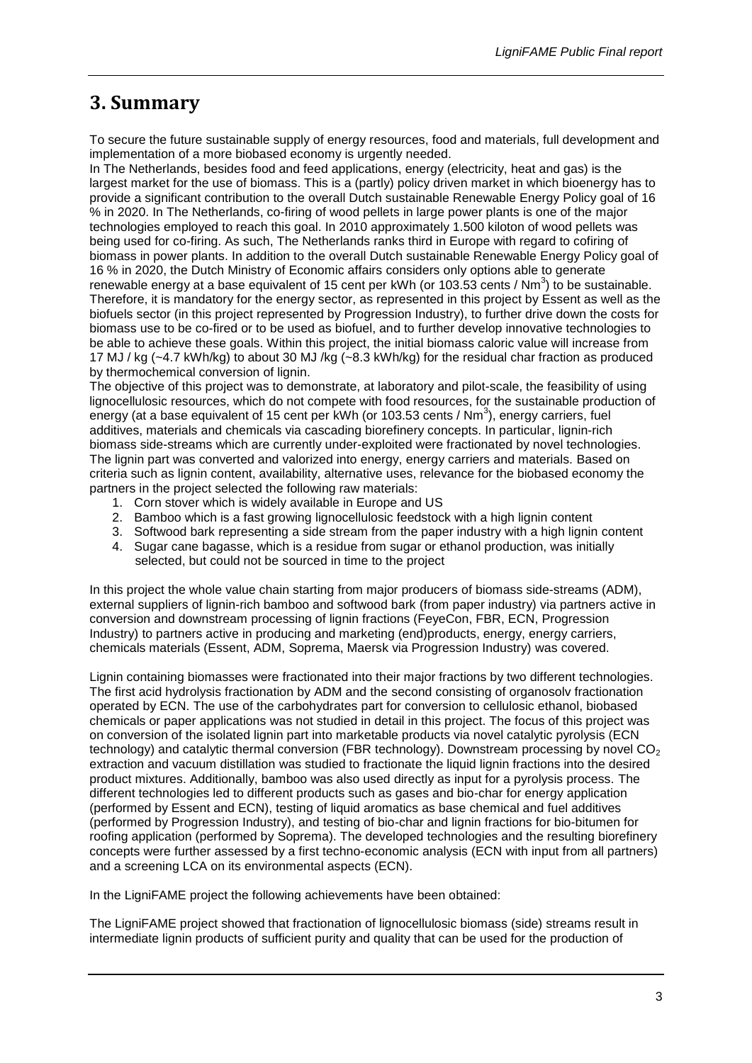# 3. Summary

To secure the future sustainable supply of energy resources, food and materials, full development and implementation of a more biobased economy is urgently needed.
In The Netherlands, besides food and feed applications, energy (electricity, heat and gas) is the largest market for the use of biomass. This is a (partly) policy driven market in which bioenergy has to provide a significant contribution to the overall Dutch sustainable Renewable Energy Policy goal of 16 % in 2020. In The Netherlands, co-firing of wood pellets in large power plants is one of the major technologies employed to reach this goal. In 2010 approximately 1.500 kiloton of wood pellets was being used for co-firing. As such, The Netherlands ranks third in Europe with regard to cofiring of biomass in power plants. In addition to the overall Dutch sustainable Renewable Energy Policy goal of 16 % in 2020, the Dutch Ministry of Economic affairs considers only options able to generate renewable energy at a base equivalent of 15 cent per kWh (or 103.53 cents / $Nm^3$) to be sustainable. Therefore, it is mandatory for the energy sector, as represented in this project by Essent as well as the biofuels sector (in this project represented by Progression Industry), to further drive down the costs for biomass use to be co-fired or to be used as biofuel, and to further develop innovative technologies to be able to achieve these goals. Within this project, the initial biomass caloric value will increase from 17 MJ / kg (~4.7 kWh/kg) to about 30 MJ /kg (~8.3 kWh/kg) for the residual char fraction as produced by thermochemical conversion of lignin.
The objective of this project was to demonstrate, at laboratory and pilot-scale, the feasibility of using lignocellulosic resources, which do not compete with food resources, for the sustainable production of energy (at a base equivalent of 15 cent per kWh (or 103.53 cents / $Nm^3$), energy carriers, fuel additives, materials and chemicals via cascading biorefinery concepts. In particular, lignin-rich biomass side-streams which are currently under-exploited were fractionated by novel technologies. The lignin part was converted and valorized into energy, energy carriers and materials. Based on criteria such as lignin content, availability, alternative uses, relevance for the biobased economy the partners in the project selected the following raw materials:

1. Corn stover which is widely available in Europe and US
2. Bamboo which is a fast growing lignocellulosic feedstock with a high lignin content
3. Softwood bark representing a side stream from the paper industry with a high lignin content
4. Sugar cane bagasse, which is a residue from sugar or ethanol production, was initially selected, but could not be sourced in time to the project

In this project the whole value chain starting from major producers of biomass side-streams (ADM), external suppliers of lignin-rich bamboo and softwood bark (from paper industry) via partners active in conversion and downstream processing of lignin fractions (FeyeCon, FBR, ECN, Progression Industry) to partners active in producing and marketing (end)products, energy, energy carriers, chemicals materials (Essent, ADM, Soprema, Maersk via Progression Industry) was covered.

Lignin containing biomasses were fractionated into their major fractions by two different technologies. The first acid hydrolysis fractionation by ADM and the second consisting of organosolv fractionation operated by ECN. The use of the carbohydrates part for conversion to cellulosic ethanol, biobased chemicals or paper applications was not studied in detail in this project. The focus of this project was on conversion of the isolated lignin part into marketable products via novel catalytic pyrolysis (ECN technology) and catalytic thermal conversion (FBR technology). Downstream processing by novel $CO_2$ extraction and vacuum distillation was studied to fractionate the liquid lignin fractions into the desired product mixtures. Additionally, bamboo was also used directly as input for a pyrolysis process. The different technologies led to different products such as gases and bio-char for energy application (performed by Essent and ECN), testing of liquid aromatics as base chemical and fuel additives (performed by Progression Industry), and testing of bio-char and lignin fractions for bio-bitumen for roofing application (performed by Soprema). The developed technologies and the resulting biorefinery concepts were further assessed by a first techno-economic analysis (ECN with input from all partners) and a screening LCA on its environmental aspects (ECN).

In the LigniFAME project the following achievements have been obtained:

The LigniFAME project showed that fractionation of lignocellulosic biomass (side) streams result in intermediate lignin products of sufficient purity and quality that can be used for the production of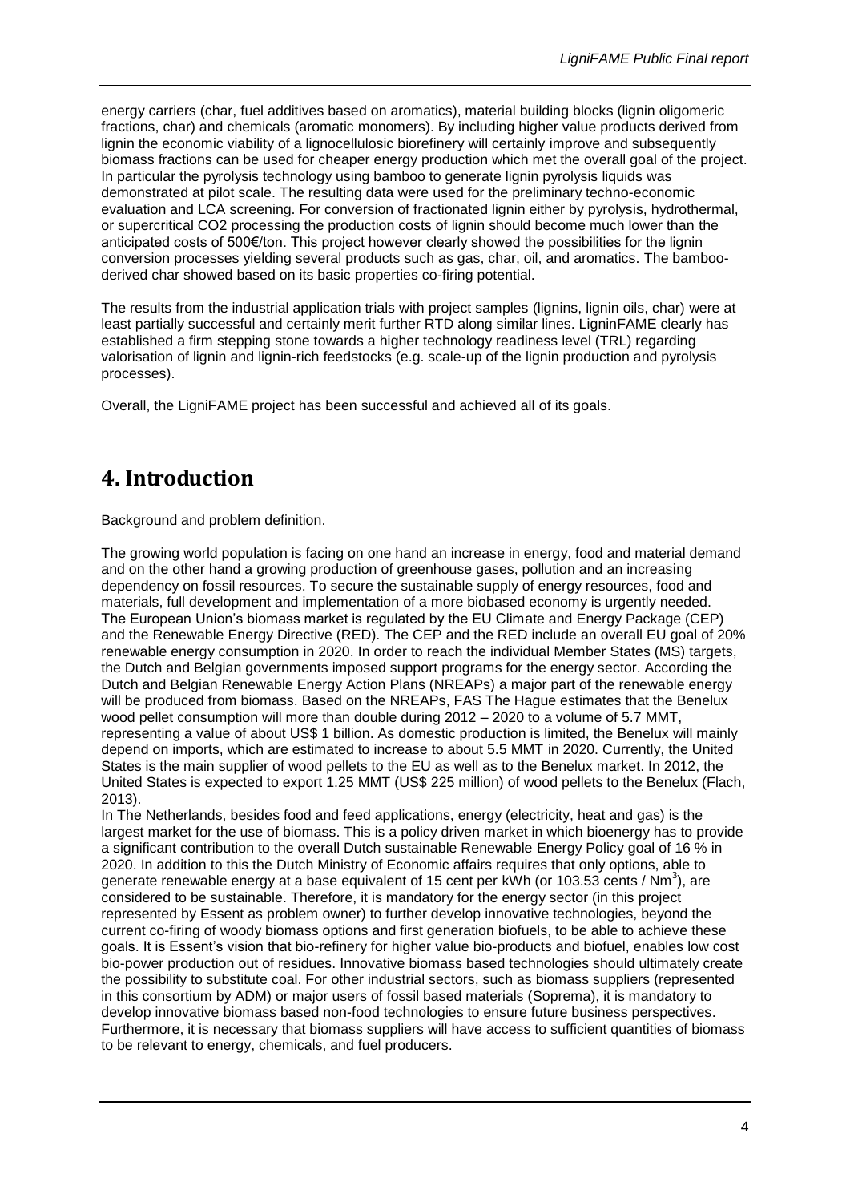energy carriers (char, fuel additives based on aromatics), material building blocks (lignin oligomeric fractions, char) and chemicals (aromatic monomers). By including higher value products derived from lignin the economic viability of a lignocellulosic biorefinery will certainly improve and subsequently biomass fractions can be used for cheaper energy production which met the overall goal of the project. In particular the pyrolysis technology using bamboo to generate lignin pyrolysis liquids was demonstrated at pilot scale. The resulting data were used for the preliminary techno-economic evaluation and LCA screening. For conversion of fractionated lignin either by pyrolysis, hydrothermal, or supercritical $CO_2$ processing the production costs of lignin should become much lower than the anticipated costs of 500€/ton. This project however clearly showed the possibilities for the lignin conversion processes yielding several products such as gas, char, oil, and aromatics. The bamboo-derived char showed based on its basic properties co-firing potential.

The results from the industrial application trials with project samples (lignins, lignin oils, char) were at least partially successful and certainly merit further RTD along similar lines. LigninFAME clearly has established a firm stepping stone towards a higher technology readiness level (TRL) regarding valorisation of lignin and lignin-rich feedstocks (e.g. scale-up of the lignin production and pyrolysis processes).

Overall, the LigniFAME project has been successful and achieved all of its goals.

# 4. Introduction

Background and problem definition.

The growing world population is facing on one hand an increase in energy, food and material demand and on the other hand a growing production of greenhouse gases, pollution and an increasing dependency on fossil resources. To secure the sustainable supply of energy resources, food and materials, full development and implementation of a more biobased economy is urgently needed. The European Union's biomass market is regulated by the EU Climate and Energy Package (CEP) and the Renewable Energy Directive (RED). The CEP and the RED include an overall EU goal of 20% renewable energy consumption in 2020. In order to reach the individual Member States (MS) targets, the Dutch and Belgian governments imposed support programs for the energy sector. According the Dutch and Belgian Renewable Energy Action Plans (NREAPs) a major part of the renewable energy will be produced from biomass. Based on the NREAPs, FAS The Hague estimates that the Benelux wood pellet consumption will more than double during 2012 – 2020 to a volume of 5.7 MMT, representing a value of about US$ 1 billion. As domestic production is limited, the Benelux will mainly depend on imports, which are estimated to increase to about 5.5 MMT in 2020. Currently, the United States is the main supplier of wood pellets to the EU as well as to the Benelux market. In 2012, the United States is expected to export 1.25 MMT (US$ 225 million) of wood pellets to the Benelux (Flach, 2013).

In The Netherlands, besides food and feed applications, energy (electricity, heat and gas) is the largest market for the use of biomass. This is a policy driven market in which bioenergy has to provide a significant contribution to the overall Dutch sustainable Renewable Energy Policy goal of 16 % in 2020. In addition to this the Dutch Ministry of Economic affairs requires that only options, able to generate renewable energy at a base equivalent of 15 cent per kWh (or 103.53 cents / $Nm^3$), are considered to be sustainable. Therefore, it is mandatory for the energy sector (in this project represented by Essent as problem owner) to further develop innovative technologies, beyond the current co-firing of woody biomass options and first generation biofuels, to be able to achieve these goals. It is Essent's vision that bio-refinery for higher value bio-products and biofuel, enables low cost bio-power production out of residues. Innovative biomass based technologies should ultimately create the possibility to substitute coal. For other industrial sectors, such as biomass suppliers (represented in this consortium by ADM) or major users of fossil based materials (Soprema), it is mandatory to develop innovative biomass based non-food technologies to ensure future business perspectives. Furthermore, it is necessary that biomass suppliers will have access to sufficient quantities of biomass to be relevant to energy, chemicals, and fuel producers.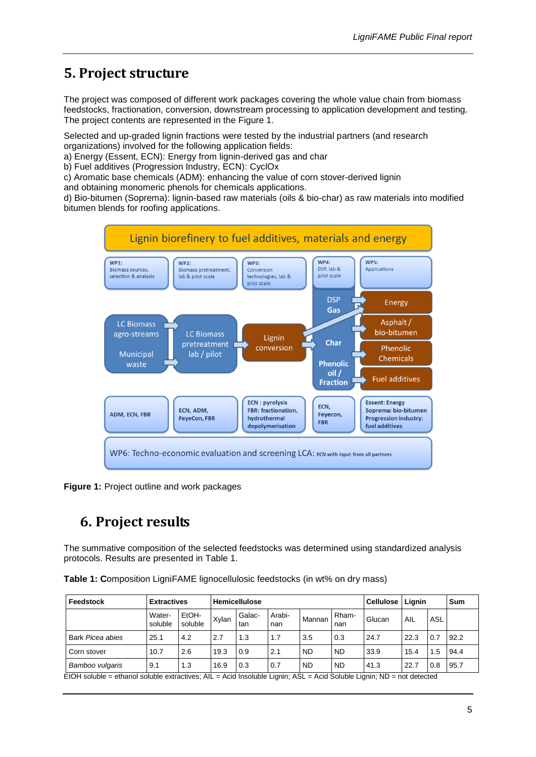# 5. Project structure

The project was composed of different work packages covering the whole value chain from biomass feedstocks, fractionation, conversion, downstream processing to application development and testing. The project contents are represented in the Figure 1.

Selected and up-graded lignin fractions were tested by the industrial partners (and research organizations) involved for the following application fields:
a) Energy (Essent, ECN): Energy from lignin-derived gas and char
b) Fuel additives (Progression Industry, ECN): CyclOx
c) Aromatic base chemicals (ADM): enhancing the value of corn stover-derived lignin and obtaining monomeric phenols for chemicals applications.
d) Bio-bitumen (Soprema): lignin-based raw materials (oils & bio-char) as raw materials into modified bitumen blends for roofing applications.

**Figure 1:** Project outline and work packages

# 6. Project results

The summative composition of the selected feedstocks was determined using standardized analysis protocols. Results are presented in Table 1.

**Table 1: C**omposition LigniFAME lignocellulosic feedstocks (in wt% on dry mass)

| Feedstock | Extractives | | Hemicellulose | | | | | Cellulose | Lignin | | Sum |
|---|---|---|---|---|---|---|---|---|---|---|---|
| | Water-soluble | EtOH-soluble | Xylan | Galac-tan | Arabi-nan | Mannan | Rham-nan | Glucan | AIL | ASL | |
| Bark *Picea abies* | 25.1 | 4.2 | 2.7 | 1.3 | 1.7 | 3.5 | 0.3 | 24.7 | 22.3 | 0.7 | 92.2 |
| Corn stover | 10.7 | 2.6 | 19.3 | 0.9 | 2.1 | ND | ND | 33.9 | 15.4 | 1.5 | 94.4 |
| *Bamboo vulgaris* | 9.1 | 1.3 | 16.9 | 0.3 | 0.7 | ND | ND | 41.3 | 22.7 | 0.8 | 95.7 |

EtOH soluble = ethanol soluble extractives; AIL = Acid Insoluble Lignin; ASL = Acid Soluble Lignin; ND = not detected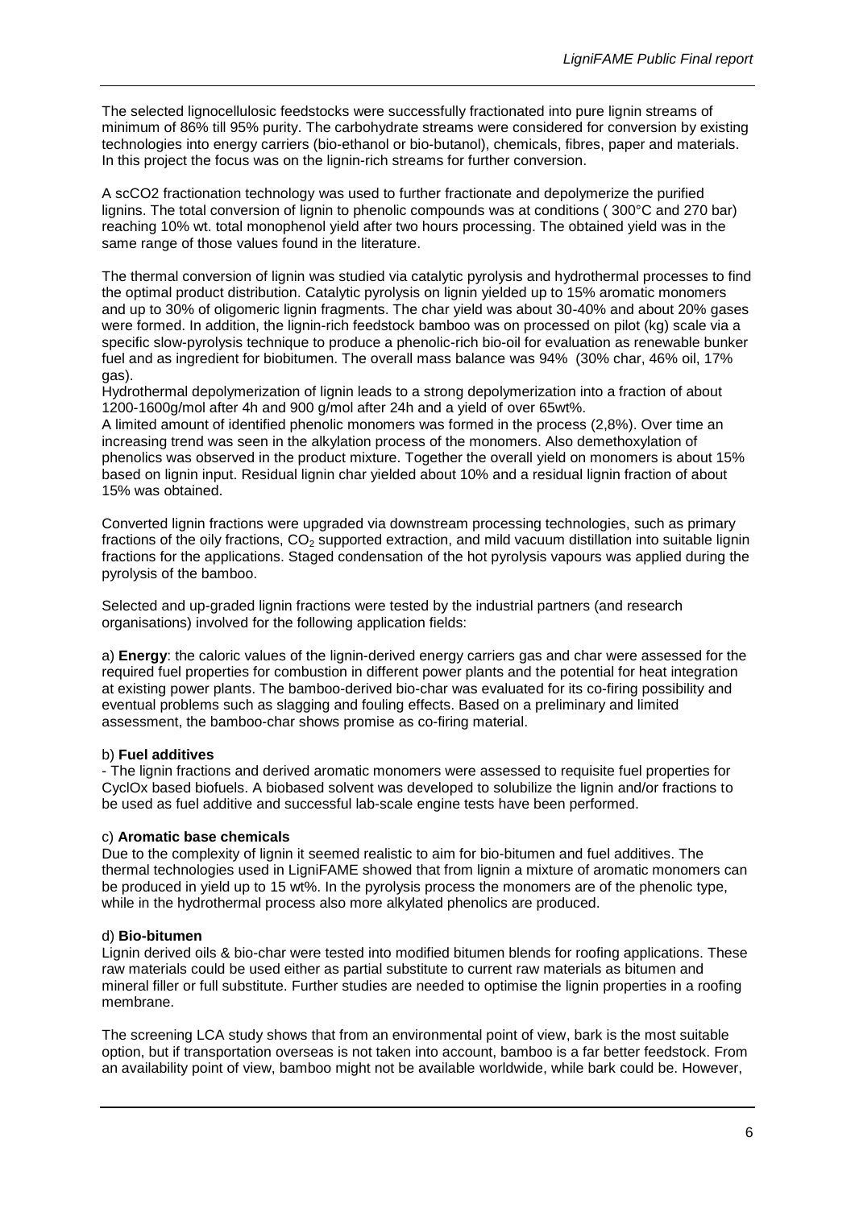The selected lignocellulosic feedstocks were successfully fractionated into pure lignin streams of minimum of 86% till 95% purity. The carbohydrate streams were considered for conversion by existing technologies into energy carriers (bio-ethanol or bio-butanol), chemicals, fibres, paper and materials. In this project the focus was on the lignin-rich streams for further conversion.

A scCO2 fractionation technology was used to further fractionate and depolymerize the purified lignins. The total conversion of lignin to phenolic compounds was at conditions ( 300°C and 270 bar) reaching 10% wt. total monophenol yield after two hours processing. The obtained yield was in the same range of those values found in the literature.

The thermal conversion of lignin was studied via catalytic pyrolysis and hydrothermal processes to find the optimal product distribution. Catalytic pyrolysis on lignin yielded up to 15% aromatic monomers and up to 30% of oligomeric lignin fragments. The char yield was about 30-40% and about 20% gases were formed. In addition, the lignin-rich feedstock bamboo was on processed on pilot (kg) scale via a specific slow-pyrolysis technique to produce a phenolic-rich bio-oil for evaluation as renewable bunker fuel and as ingredient for biobitumen. The overall mass balance was 94% (30% char, 46% oil, 17% gas).

Hydrothermal depolymerization of lignin leads to a strong depolymerization into a fraction of about 1200-1600g/mol after 4h and 900 g/mol after 24h and a yield of over 65wt%.

A limited amount of identified phenolic monomers was formed in the process (2,8%). Over time an increasing trend was seen in the alkylation process of the monomers. Also demethoxylation of phenolics was observed in the product mixture. Together the overall yield on monomers is about 15% based on lignin input. Residual lignin char yielded about 10% and a residual lignin fraction of about 15% was obtained.

Converted lignin fractions were upgraded via downstream processing technologies, such as primary fractions of the oily fractions, $CO_2$ supported extraction, and mild vacuum distillation into suitable lignin fractions for the applications. Staged condensation of the hot pyrolysis vapours was applied during the pyrolysis of the bamboo.

Selected and up-graded lignin fractions were tested by the industrial partners (and research organisations) involved for the following application fields:

a) **Energy**: the caloric values of the lignin-derived energy carriers gas and char were assessed for the required fuel properties for combustion in different power plants and the potential for heat integration at existing power plants. The bamboo-derived bio-char was evaluated for its co-firing possibility and eventual problems such as slagging and fouling effects. Based on a preliminary and limited assessment, the bamboo-char shows promise as co-firing material.

b) **Fuel additives**

- The lignin fractions and derived aromatic monomers were assessed to requisite fuel properties for CyclOx based biofuels. A biobased solvent was developed to solubilize the lignin and/or fractions to be used as fuel additive and successful lab-scale engine tests have been performed.

c) **Aromatic base chemicals**

Due to the complexity of lignin it seemed realistic to aim for bio-bitumen and fuel additives. The thermal technologies used in LigniFAME showed that from lignin a mixture of aromatic monomers can be produced in yield up to 15 wt%. In the pyrolysis process the monomers are of the phenolic type, while in the hydrothermal process also more alkylated phenolics are produced.

d) **Bio-bitumen**

Lignin derived oils & bio-char were tested into modified bitumen blends for roofing applications. These raw materials could be used either as partial substitute to current raw materials as bitumen and mineral filler or full substitute. Further studies are needed to optimise the lignin properties in a roofing membrane.

The screening LCA study shows that from an environmental point of view, bark is the most suitable option, but if transportation overseas is not taken into account, bamboo is a far better feedstock. From an availability point of view, bamboo might not be available worldwide, while bark could be. However,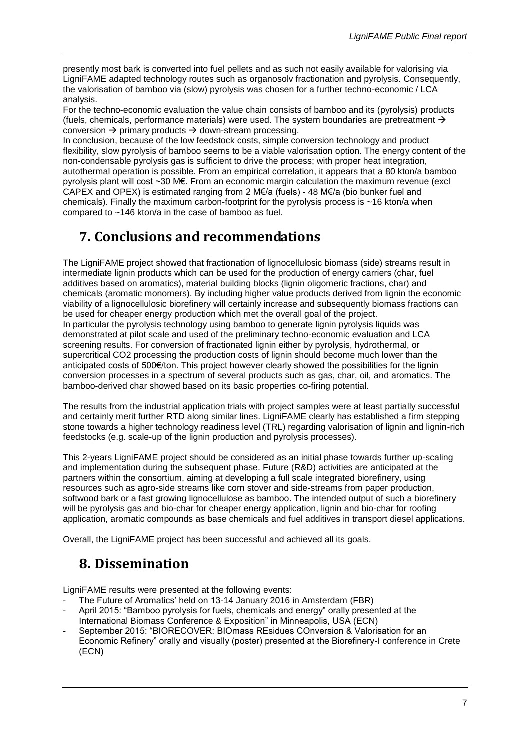presently most bark is converted into fuel pellets and as such not easily available for valorising via LigniFAME adapted technology routes such as organosolv fractionation and pyrolysis. Consequently, the valorisation of bamboo via (slow) pyrolysis was chosen for a further techno-economic / LCA analysis.

For the techno-economic evaluation the value chain consists of bamboo and its (pyrolysis) products (fuels, chemicals, performance materials) were used. The system boundaries are pretreatment → conversion → primary products → down-stream processing.

In conclusion, because of the low feedstock costs, simple conversion technology and product flexibility, slow pyrolysis of bamboo seems to be a viable valorisation option. The energy content of the non-condensable pyrolysis gas is sufficient to drive the process; with proper heat integration, autothermal operation is possible. From an empirical correlation, it appears that a 80 kton/a bamboo pyrolysis plant will cost ~30 M€. From an economic margin calculation the maximum revenue (excl CAPEX and OPEX) is estimated ranging from 2 M€/a (fuels) - 48 M€/a (bio bunker fuel and chemicals). Finally the maximum carbon-footprint for the pyrolysis process is ~16 kton/a when compared to ~146 kton/a in the case of bamboo as fuel.

# 7. Conclusions and recommendations

The LigniFAME project showed that fractionation of lignocellulosic biomass (side) streams result in intermediate lignin products which can be used for the production of energy carriers (char, fuel additives based on aromatics), material building blocks (lignin oligomeric fractions, char) and chemicals (aromatic monomers). By including higher value products derived from lignin the economic viability of a lignocellulosic biorefinery will certainly increase and subsequently biomass fractions can be used for cheaper energy production which met the overall goal of the project.

In particular the pyrolysis technology using bamboo to generate lignin pyrolysis liquids was demonstrated at pilot scale and used of the preliminary techno-economic evaluation and LCA screening results. For conversion of fractionated lignin either by pyrolysis, hydrothermal, or supercritical CO2 processing the production costs of lignin should become much lower than the anticipated costs of 500€/ton. This project however clearly showed the possibilities for the lignin conversion processes in a spectrum of several products such as gas, char, oil, and aromatics. The bamboo-derived char showed based on its basic properties co-firing potential.

The results from the industrial application trials with project samples were at least partially successful and certainly merit further RTD along similar lines. LigniFAME clearly has established a firm stepping stone towards a higher technology readiness level (TRL) regarding valorisation of lignin and lignin-rich feedstocks (e.g. scale-up of the lignin production and pyrolysis processes).

This 2-years LigniFAME project should be considered as an initial phase towards further up-scaling and implementation during the subsequent phase. Future (R&D) activities are anticipated at the partners within the consortium, aiming at developing a full scale integrated biorefinery, using resources such as agro-side streams like corn stover and side-streams from paper production, softwood bark or a fast growing lignocellulose as bamboo. The intended output of such a biorefinery will be pyrolysis gas and bio-char for cheaper energy application, lignin and bio-char for roofing application, aromatic compounds as base chemicals and fuel additives in transport diesel applications.

Overall, the LigniFAME project has been successful and achieved all its goals.

# 8. Dissemination

LigniFAME results were presented at the following events:

- The Future of Aromatics' held on 13-14 January 2016 in Amsterdam (FBR)
- April 2015: "Bamboo pyrolysis for fuels, chemicals and energy" orally presented at the International Biomass Conference & Exposition" in Minneapolis, USA (ECN)
- September 2015: "BIORECOVER: BIOmass REsidues COnversion & Valorisation for an Economic Refinery" orally and visually (poster) presented at the Biorefinery-I conference in Crete (ECN)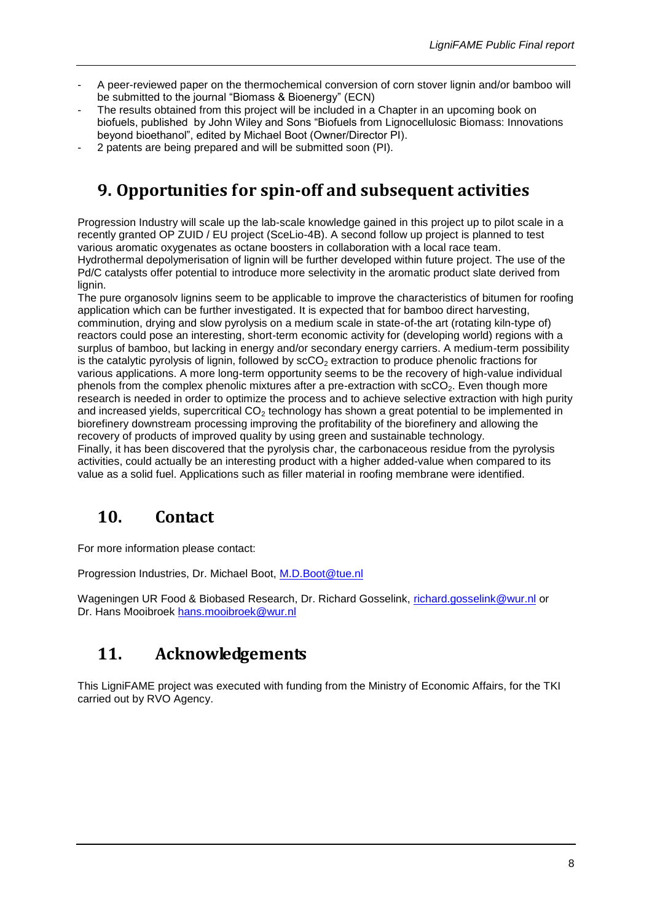- A peer-reviewed paper on the thermochemical conversion of corn stover lignin and/or bamboo will be submitted to the journal "Biomass & Bioenergy" (ECN)
- The results obtained from this project will be included in a Chapter in an upcoming book on biofuels, published by John Wiley and Sons "Biofuels from Lignocellulosic Biomass: Innovations beyond bioethanol", edited by Michael Boot (Owner/Director PI).
- 2 patents are being prepared and will be submitted soon (PI).

# 9. Opportunities for spin-off and subsequent activities

Progression Industry will scale up the lab-scale knowledge gained in this project up to pilot scale in a recently granted OP ZUID / EU project (SceLio-4B). A second follow up project is planned to test various aromatic oxygenates as octane boosters in collaboration with a local race team.
Hydrothermal depolymerisation of lignin will be further developed within future project. The use of the Pd/C catalysts offer potential to introduce more selectivity in the aromatic product slate derived from lignin.
The pure organosolv lignins seem to be applicable to improve the characteristics of bitumen for roofing application which can be further investigated. It is expected that for bamboo direct harvesting, comminution, drying and slow pyrolysis on a medium scale in state-of-the art (rotating kiln-type of) reactors could pose an interesting, short-term economic activity for (developing world) regions with a surplus of bamboo, but lacking in energy and/or secondary energy carriers. A medium-term possibility is the catalytic pyrolysis of lignin, followed by $scCO_2$ extraction to produce phenolic fractions for various applications. A more long-term opportunity seems to be the recovery of high-value individual phenols from the complex phenolic mixtures after a pre-extraction with $scCO_2$. Even though more research is needed in order to optimize the process and to achieve selective extraction with high purity and increased yields, supercritical $CO_2$ technology has shown a great potential to be implemented in biorefinery downstream processing improving the profitability of the biorefinery and allowing the recovery of products of improved quality by using green and sustainable technology.
Finally, it has been discovered that the pyrolysis char, the carbonaceous residue from the pyrolysis activities, could actually be an interesting product with a higher added-value when compared to its value as a solid fuel. Applications such as filler material in roofing membrane were identified.

# 10. Contact

For more information please contact:

Progression Industries, Dr. Michael Boot, M.D.Boot@tue.nl

Wageningen UR Food & Biobased Research, Dr. Richard Gosselink, richard.gosselink@wur.nl or Dr. Hans Mooibroek hans.mooibroek@wur.nl

# 11. Acknowledgements

This LigniFAME project was executed with funding from the Ministry of Economic Affairs, for the TKI carried out by RVO Agency.